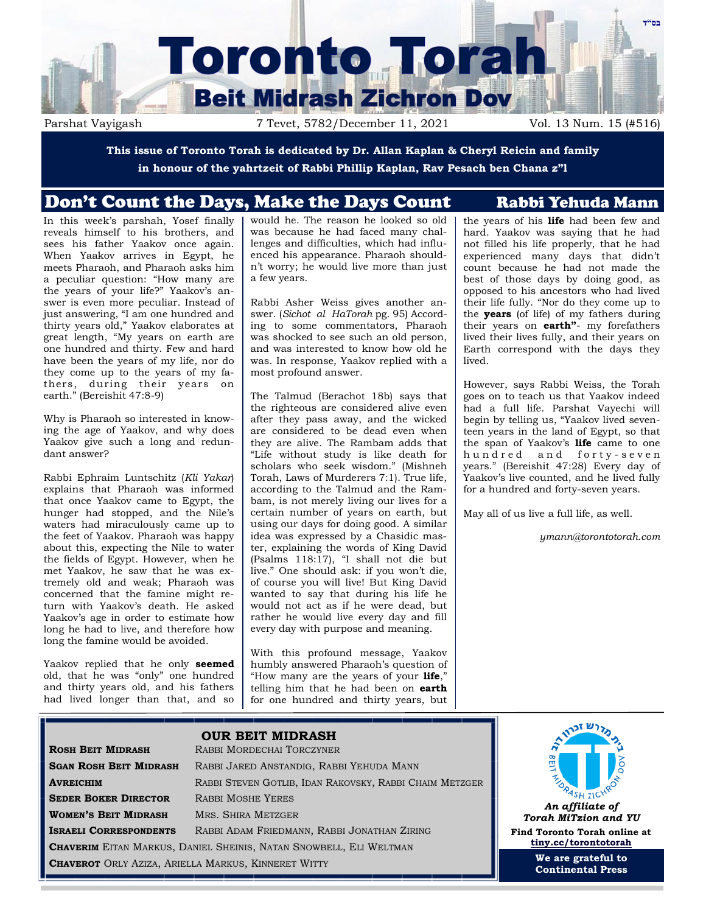בס"ד

# Toronto Torah
## Beit Midrash Zichron Dov

Parshat Vayigash | 7 Tevet, 5782/December 11, 2021 | Vol. 13 Num. 15 (#516)

**This issue of Toronto Torah is dedicated by Dr. Allan Kaplan & Cheryl Reicin and family in honour of the yahrtzeit of Rabbi Phillip Kaplan, Rav Pesach ben Chana z"l**

## Don't Count the Days, Make the Days Count

**Rabbi Yehuda Mann**

In this week's parshah, Yosef finally reveals himself to his brothers, and sees his father Yaakov once again. When Yaakov arrives in Egypt, he meets Pharaoh, and Pharaoh asks him a peculiar question: "How many are the years of your life?" Yaakov's answer is even more peculiar. Instead of just answering, "I am one hundred and thirty years old," Yaakov elaborates at great length, "My years on earth are one hundred and thirty. Few and hard have been the years of my life, nor do they come up to the years of my fathers, during their years on earth." (Bereishit 47:8-9)

Why is Pharaoh so interested in knowing the age of Yaakov, and why does Yaakov give such a long and redundant answer?

Rabbi Ephraim Luntschitz (*Kli Yakar*) explains that Pharaoh was informed that once Yaakov came to Egypt, the hunger had stopped, and the Nile's waters had miraculously came up to the feet of Yaakov. Pharaoh was happy about this, expecting the Nile to water the fields of Egypt. However, when he met Yaakov, he saw that he was extremely old and weak; Pharaoh was concerned that the famine might return with Yaakov's death. He asked Yaakov's age in order to estimate how long he had to live, and therefore how long the famine would be avoided.

Yaakov replied that he only **seemed** old, that he was "only" one hundred and thirty years old, and his fathers had lived longer than that, and so would he. The reason he looked so old was because he had faced many challenges and difficulties, which had influenced his appearance. Pharaoh shouldn't worry; he would live more than just a few years.

Rabbi Asher Weiss gives another answer. (*Sichot al HaTorah* pg. 95) According to some commentators, Pharaoh was shocked to see such an old person, and was interested to know how old he was. In response, Yaakov replied with a most profound answer.

The Talmud (Berachot 18b) says that the righteous are considered alive even after they pass away, and the wicked are considered to be dead even when they are alive. The Rambam adds that "Life without study is like death for scholars who seek wisdom." (Mishneh Torah, Laws of Murderers 7:1). True life, according to the Talmud and the Rambam, is not merely living our lives for a certain number of years on earth, but using our days for doing good. A similar idea was expressed by a Chasidic master, explaining the words of King David (Psalms 118:17), "I shall not die but live." One should ask: if you won't die, of course you will live! But King David wanted to say that during his life he would not act as if he were dead, but rather he would live every day and fill every day with purpose and meaning.

With this profound message, Yaakov humbly answered Pharaoh's question of "How many are the years of your **life**," telling him that he had been on **earth** for one hundred and thirty years, but the years of his **life** had been few and hard. Yaakov was saying that he had not filled his life properly, that he had experienced many days that didn't count because he had not made the best of those days by doing good, as opposed to his ancestors who had lived their life fully. "Nor do they come up to the **years** (of life) of my fathers during their years on **earth"**- my forefathers lived their lives fully, and their years on Earth correspond with the days they lived.

However, says Rabbi Weiss, the Torah goes on to teach us that Yaakov indeed had a full life. Parshat Vayechi will begin by telling us, "Yaakov lived seventeen years in the land of Egypt, so that the span of Yaakov's **life** came to one hundred and forty-seven years." (Bereishit 47:28) Every day of Yaakov's live counted, and he lived fully for a hundred and forty-seven years.

May all of us live a full life, as well.

*ymann@torontotorah.com*

### OUR BEIT MIDRASH

| | |
|---|---|
| **Rosh Beit Midrash** | Rabbi Mordechai Torczyner |
| **Sgan Rosh Beit Midrash** | Rabbi Jared Anstandig, Rabbi Yehuda Mann |
| **Avreichim** | Rabbi Steven Gotlib, Idan Rakovsky, Rabbi Chaim Metzger |
| **Seder Boker Director** | Rabbi Moshe Yeres |
| **Women's Beit Midrash** | Mrs. Shira Metzger |
| **Israeli Correspondents** | Rabbi Adam Friedmann, Rabbi Jonathan Ziring |

**Chaverim** Eitan Markus, Daniel Sheinis, Natan Snowbell, Eli Weltman

**Chaverot** Orly Aziza, Ariella Markus, Kinneret Witty

***An affiliate of Torah MiTzion and YU***

**Find Toronto Torah online at tiny.cc/torontotorah**

**We are grateful to Continental Press**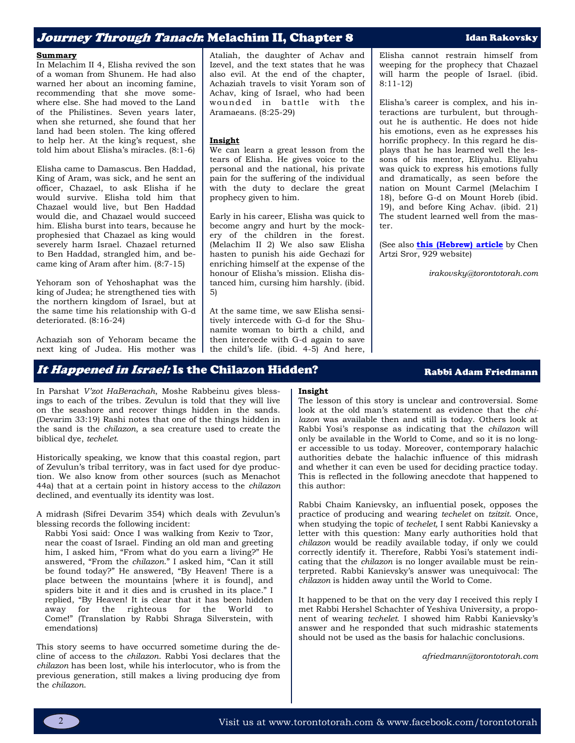## *Journey Through Tanach*: Melachim II, Chapter 8

**Idan Rakovsky**

**Summary**

In Melachim II 4, Elisha revived the son of a woman from Shunem. He had also warned her about an incoming famine, recommending that she move somewhere else. She had moved to the Land of the Philistines. Seven years later, when she returned, she found that her land had been stolen. The king offered to help her. At the king's request, she told him about Elisha's miracles. (8:1-6)

Elisha came to Damascus. Ben Haddad, King of Aram, was sick, and he sent an officer, Chazael, to ask Elisha if he would survive. Elisha told him that Chazael would live, but Ben Haddad would die, and Chazael would succeed him. Elisha burst into tears, because he prophesied that Chazael as king would severely harm Israel. Chazael returned to Ben Haddad, strangled him, and became king of Aram after him. (8:7-15)

Yehoram son of Yehoshaphat was the king of Judea; he strengthened ties with the northern kingdom of Israel, but at the same time his relationship with G-d deteriorated. (8:16-24)

Achaziah son of Yehoram became the next king of Judea. His mother was Ataliah, the daughter of Achav and Izevel, and the text states that he was also evil. At the end of the chapter, Achaziah travels to visit Yoram son of Achav, king of Israel, who had been wounded in battle with the Aramaeans. (8:25-29)

**Insight**

We can learn a great lesson from the tears of Elisha. He gives voice to the personal and the national, his private pain for the suffering of the individual with the duty to declare the great prophecy given to him.

Early in his career, Elisha was quick to become angry and hurt by the mockery of the children in the forest. (Melachim II 2) We also saw Elisha hasten to punish his aide Gechazi for enriching himself at the expense of the honour of Elisha's mission. Elisha distanced him, cursing him harshly. (ibid. 5)

At the same time, we saw Elisha sensitively intercede with G-d for the Shunamite woman to birth a child, and then intercede with G-d again to save the child's life. (ibid. 4-5) And here, Elisha cannot restrain himself from weeping for the prophecy that Chazael will harm the people of Israel. (ibid. 8:11-12)

Elisha's career is complex, and his interactions are turbulent, but throughout he is authentic. He does not hide his emotions, even as he expresses his horrific prophecy. In this regard he displays that he has learned well the lessons of his mentor, Eliyahu. Eliyahu was quick to express his emotions fully and dramatically, as seen before the nation on Mount Carmel (Melachim I 18), before G-d on Mount Horeb (ibid. 19), and before King Achav. (ibid. 21) The student learned well from the master.

(See also **this (Hebrew) article** by Chen Artzi Sror, 929 website)

*irakovsky@torontotorah.com*

## *It Happened in Israel:* Is the Chilazon Hidden?

**Rabbi Adam Friedmann**

In Parshat *V'zot HaBerachah*, Moshe Rabbeinu gives blessings to each of the tribes. Zevulun is told that they will live on the seashore and recover things hidden in the sands. (Devarim 33:19) Rashi notes that one of the things hidden in the sand is the *chilazon*, a sea creature used to create the biblical dye, *techelet*.

Historically speaking, we know that this coastal region, part of Zevulun's tribal territory, was in fact used for dye production. We also know from other sources (such as Menachot 44a) that at a certain point in history access to the *chilazon* declined, and eventually its identity was lost.

A midrash (Sifrei Devarim 354) which deals with Zevulun's blessing records the following incident:

> Rabbi Yosi said: Once I was walking from Keziv to Tzor, near the coast of Israel. Finding an old man and greeting him, I asked him, "From what do you earn a living?" He answered, "From the *chilazon*." I asked him, "Can it still be found today?" He answered, "By Heaven! There is a place between the mountains [where it is found], and spiders bite it and it dies and is crushed in its place." I replied, "By Heaven! It is clear that it has been hidden away for the righteous for the World to Come!" (Translation by Rabbi Shraga Silverstein, with emendations)

This story seems to have occurred sometime during the decline of access to the *chilazon*. Rabbi Yosi declares that the *chilazon* has been lost, while his interlocutor, who is from the previous generation, still makes a living producing dye from the *chilazon*.

**Insight**

The lesson of this story is unclear and controversial. Some look at the old man's statement as evidence that the *chilazon* was available then and still is today. Others look at Rabbi Yosi's response as indicating that the *chilazon* will only be available in the World to Come, and so it is no longer accessible to us today. Moreover, contemporary halachic authorities debate the halachic influence of this midrash and whether it can even be used for deciding practice today. This is reflected in the following anecdote that happened to this author:

Rabbi Chaim Kanievsky, an influential posek, opposes the practice of producing and wearing *techelet* on *tzitzit*. Once, when studying the topic of *techelet*, I sent Rabbi Kanievsky a letter with this question: Many early authorities hold that *chilazon* would be readily available today, if only we could correctly identify it. Therefore, Rabbi Yosi's statement indicating that the *chilazon* is no longer available must be reinterpreted. Rabbi Kanievsky's answer was unequivocal: The *chilazon* is hidden away until the World to Come.

It happened to be that on the very day I received this reply I met Rabbi Hershel Schachter of Yeshiva University, a proponent of wearing *techelet*. I showed him Rabbi Kanievsky's answer and he responded that such midrashic statements should not be used as the basis for halachic conclusions.

*afriedmann@torontotorah.com*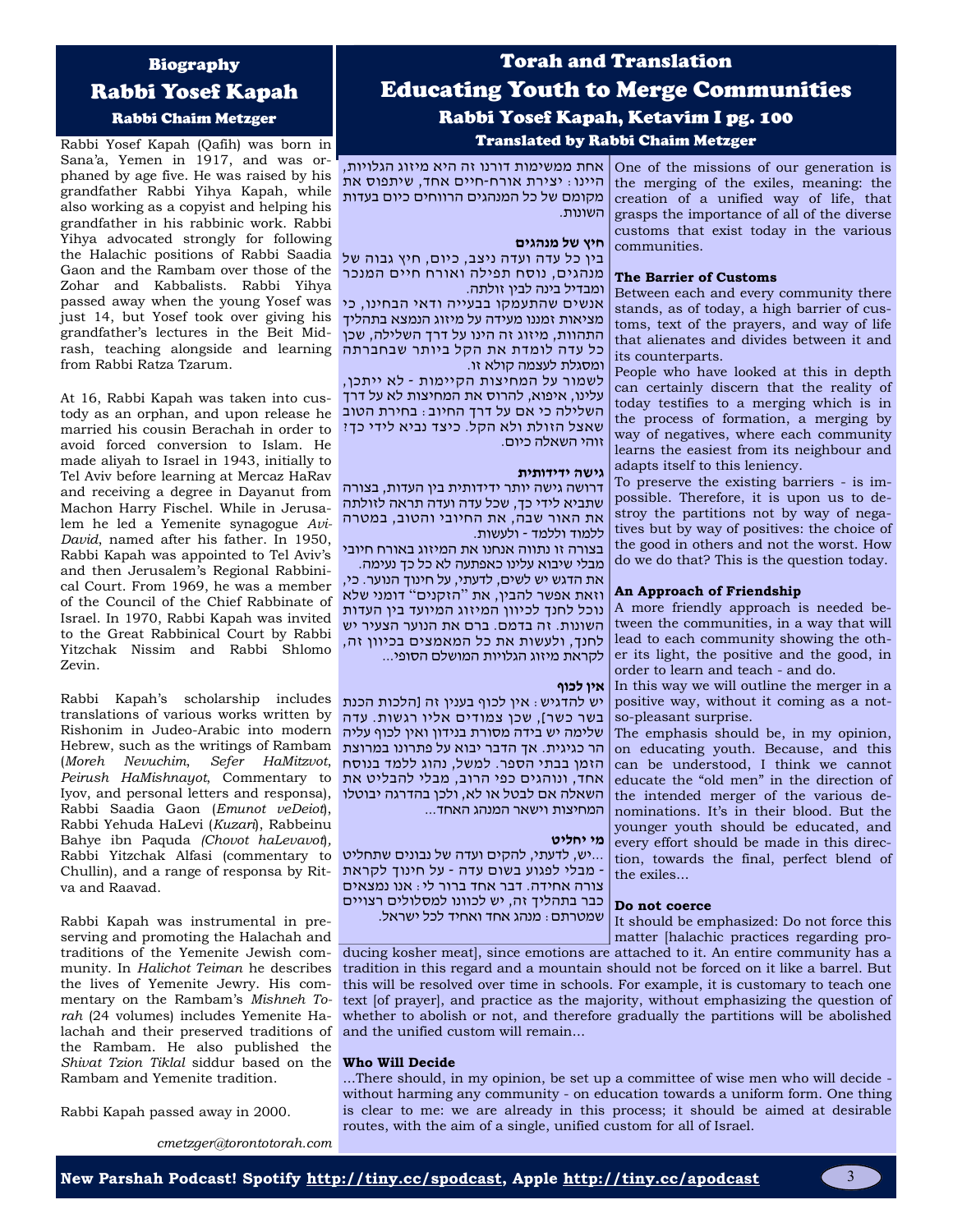## Biography

# Rabbi Yosef Kapah

### Rabbi Chaim Metzger

Rabbi Yosef Kapah (Qafih) was born in Sana'a, Yemen in 1917, and was orphaned by age five. He was raised by his grandfather Rabbi Yihya Kapah, while also working as a copyist and helping his grandfather in his rabbinic work. Rabbi Yihya advocated strongly for following the Halachic positions of Rabbi Saadia Gaon and the Rambam over those of the Zohar and Kabbalists. Rabbi Yihya passed away when the young Yosef was just 14, but Yosef took over giving his grandfather's lectures in the Beit Midrash, teaching alongside and learning from Rabbi Ratza Tzarum.

At 16, Rabbi Kapah was taken into custody as an orphan, and upon release he married his cousin Berachah in order to avoid forced conversion to Islam. He made aliyah to Israel in 1943, initially to Tel Aviv before learning at Mercaz HaRav and receiving a degree in Dayanut from Machon Harry Fischel. While in Jerusalem he led a Yemenite synagogue *Avi-David*, named after his father. In 1950, Rabbi Kapah was appointed to Tel Aviv's and then Jerusalem's Regional Rabbinical Court. From 1969, he was a member of the Council of the Chief Rabbinate of Israel. In 1970, Rabbi Kapah was invited to the Great Rabbinical Court by Rabbi Yitzchak Nissim and Rabbi Shlomo Zevin.

Rabbi Kapah's scholarship includes translations of various works written by Rishonim in Judeo-Arabic into modern Hebrew, such as the writings of Rambam (*Moreh Nevuchim*, *Sefer HaMitzvot*, *Peirush HaMishnayot*, Commentary to Iyov, and personal letters and responsa), Rabbi Saadia Gaon (*Emunot veDeiot*), Rabbi Yehuda HaLevi (*Kuzari*), Rabbeinu Bahye ibn Paquda *(Chovot haLevavot)*, Rabbi Yitzchak Alfasi (commentary to Chullin), and a range of responsa by Ritva and Raavad.

Rabbi Kapah was instrumental in preserving and promoting the Halachah and traditions of the Yemenite Jewish community. In *Halichot Teiman* he describes the lives of Yemenite Jewry. His commentary on the Rambam's *Mishneh Torah* (24 volumes) includes Yemenite Halachah and their preserved traditions of the Rambam. He also published the *Shivat Tzion Tiklal* siddur based on the Rambam and Yemenite tradition.

Rabbi Kapah passed away in 2000.

*cmetzger@torontotorah.com*

## Torah and Translation

# Educating Youth to Merge Communities

### Rabbi Yosef Kapah, Ketavim I pg. 100

### Translated by Rabbi Chaim Metzger

אחת ממשימות דורנו זה היא מיזוג הגלויות, היינו: יצירת אורח-חיים אחד, שיתפוס את מקומם של כל המנהגים הרווחים כיום בעדות השונות.

**חיץ של מנהגים**

בין כל עדה ועדה ניצב, כיום, חיץ גבוה של מנהגים, נוסח תפילה ואורח חיים המנכר ומבדיל בינה לבין זולתה.

אנשים שהתעמקו בבעייה ודאי הבחינו, כי מציאות זמננו מעידה על מיזוג הנמצא בתהליך התהוות, מיזוג זה הינו על דרך השלילה, שכן כל עדה לומדת את הקל ביותר שבחברתה ומסגלת לעצמה קולא זו.

לשמור על המחיצות הקיימות - לא ייתכן, עלינו, איפוא, להרוס את המחיצות לא על דרך השלילה כי אם על דרך החיוב: בחירת הטוב שאצל הזולת ולא הקל. כיצד נביא לידי כך? זוהי השאלה כיום.

**גישה ידידותית**

דרושה גישה יותר ידידותית בין העדות, בצורה שתביא לידי כך, שכל עדה ועדה תראה לזולתה את האור שבה, את החיובי והטוב, במטרה ללמוד וללמד - ולעשות.

בצורה זו נתווה אנחנו את המיזוג באורח חיובי מבלי שיבוא עלינו כאפתעה לא כל כך נעימה.

את הדגש יש לשים, לדעתי, על חינוך הנוער. כי, וזאת אפשר להבין, את "הזקנים" דומני שלא נוכל לחנך לכיוון המיזוג המיועד בין העדות השונות. זה בדמם. ברם את הנוער הצעיר יש לחנך, ולעשות את כל המאמצים בכיוון זה, לקראת מיזוג הגלויות המושלם הסופי...

**אין לכוף**

יש להדגיש: אין לכוף בענין זה [הלכות הכנת בשר כשר], שכן צמודים אליו רגשות. עדה שלימה יש בידה מסורת בנידון ואין לכוף עליה הר כגיגית. אך הדבר יבוא על פתרונו במרוצת הזמן בבתי הספר. למשל, נהוג ללמד בנוסח אחד, ונוהגים כפי הרוב, מבלי להבליט את השאלה אם לבטל או לא, ולכן בהדרגה יבוטלו המחיצות וישאר המנהג האחד...

**מי יחליט**

...יש, לדעתי, להקים ועדה של נבונים שתחליט - מבלי לפגוע בשום עדה - על חינוך לקראת צורה אחידה. דבר אחד ברור לי: אנו נמצאים כבר בתהליך זה, יש לכוונו למסלולים רצויים שמטרתם: מנהג אחד ואחיד לכל ישראל.

One of the missions of our generation is the merging of the exiles, meaning: the creation of a unified way of life, that grasps the importance of all of the diverse customs that exist today in the various communities.

**The Barrier of Customs**

Between each and every community there stands, as of today, a high barrier of customs, text of the prayers, and way of life that alienates and divides between it and its counterparts.

People who have looked at this in depth can certainly discern that the reality of today testifies to a merging which is in the process of formation, a merging by way of negatives, where each community learns the easiest from its neighbour and adapts itself to this leniency.

To preserve the existing barriers - is impossible. Therefore, it is upon us to destroy the partitions not by way of negatives but by way of positives: the choice of the good in others and not the worst. How do we do that? This is the question today.

**An Approach of Friendship**

A more friendly approach is needed between the communities, in a way that will lead to each community showing the other its light, the positive and the good, in order to learn and teach - and do.

In this way we will outline the merger in a positive way, without it coming as a not-so-pleasant surprise.

The emphasis should be, in my opinion, on educating youth. Because, and this can be understood, I think we cannot educate the "old men" in the direction of the intended merger of the various denominations. It's in their blood. But the younger youth should be educated, and every effort should be made in this direction, towards the final, perfect blend of the exiles...

**Do not coerce**

It should be emphasized: Do not force this matter [halachic practices regarding producing kosher meat], since emotions are attached to it. An entire community has a tradition in this regard and a mountain should not be forced on it like a barrel. But this will be resolved over time in schools. For example, it is customary to teach one text [of prayer], and practice as the majority, without emphasizing the question of whether to abolish or not, and therefore gradually the partitions will be abolished and the unified custom will remain...

**Who Will Decide**

...There should, in my opinion, be set up a committee of wise men who will decide - without harming any community - on education towards a uniform form. One thing is clear to me: we are already in this process; it should be aimed at desirable routes, with the aim of a single, unified custom for all of Israel.

**New Parshah Podcast! Spotify http://tiny.cc/spodcast, Apple http://tiny.cc/apodcast**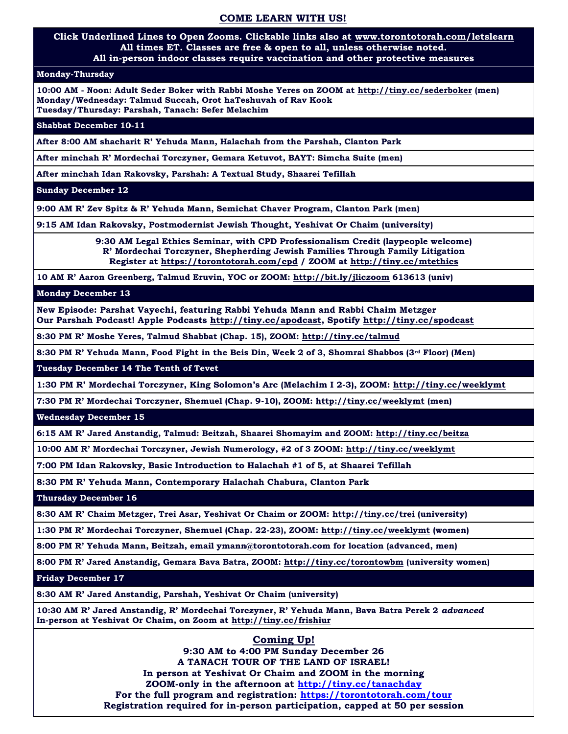## COME LEARN WITH US!

**Click Underlined Lines to Open Zooms. Clickable links also at www.torontotorah.com/letslearn**
**All times ET. Classes are free & open to all, unless otherwise noted.**
**All in-person indoor classes require vaccination and other protective measures**

### Monday-Thursday

10:00 AM - Noon: Adult Seder Boker with Rabbi Moshe Yeres on ZOOM at http://tiny.cc/sederboker (men)
Monday/Wednesday: Talmud Succah, Orot haTeshuvah of Rav Kook
Tuesday/Thursday: Parshah, Tanach: Sefer Melachim

### Shabbat December 10-11

After 8:00 AM shacharit R' Yehuda Mann, Halachah from the Parshah, Clanton Park

After minchah R' Mordechai Torczyner, Gemara Ketuvot, BAYT: Simcha Suite (men)

After minchah Idan Rakovsky, Parshah: A Textual Study, Shaarei Tefillah

### Sunday December 12

9:00 AM R' Zev Spitz & R' Yehuda Mann, Semichat Chaver Program, Clanton Park (men)

9:15 AM Idan Rakovsky, Postmodernist Jewish Thought, Yeshivat Or Chaim (university)

9:30 AM Legal Ethics Seminar, with CPD Professionalism Credit (laypeople welcome)
R' Mordechai Torczyner, Shepherding Jewish Families Through Family Litigation
Register at https://torontotorah.com/cpd / ZOOM at http://tiny.cc/mtethics

10 AM R' Aaron Greenberg, Talmud Eruvin, YOC or ZOOM: http://bit.ly/jliczoom 613613 (univ)

### Monday December 13

New Episode: Parshat Vayechi, featuring Rabbi Yehuda Mann and Rabbi Chaim Metzger
Our Parshah Podcast! Apple Podcasts http://tiny.cc/apodcast, Spotify http://tiny.cc/spodcast

8:30 PM R' Moshe Yeres, Talmud Shabbat (Chap. 15), ZOOM: http://tiny.cc/talmud

8:30 PM R' Yehuda Mann, Food Fight in the Beis Din, Week 2 of 3, Shomrai Shabbos (3rd Floor) (Men)

### Tuesday December 14 The Tenth of Tevet

1:30 PM R' Mordechai Torczyner, King Solomon's Arc (Melachim I 2-3), ZOOM: http://tiny.cc/weeklymt

7:30 PM R' Mordechai Torczyner, Shemuel (Chap. 9-10), ZOOM: http://tiny.cc/weeklymt (men)

### Wednesday December 15

6:15 AM R' Jared Anstandig, Talmud: Beitzah, Shaarei Shomayim and ZOOM: http://tiny.cc/beitza

10:00 AM R' Mordechai Torczyner, Jewish Numerology, #2 of 3 ZOOM: http://tiny.cc/weeklymt

7:00 PM Idan Rakovsky, Basic Introduction to Halachah #1 of 5, at Shaarei Tefillah

8:30 PM R' Yehuda Mann, Contemporary Halachah Chabura, Clanton Park

### Thursday December 16

8:30 AM R' Chaim Metzger, Trei Asar, Yeshivat Or Chaim or ZOOM: http://tiny.cc/trei (university)

1:30 PM R' Mordechai Torczyner, Shemuel (Chap. 22-23), ZOOM: http://tiny.cc/weeklymt (women)

8:00 PM R' Yehuda Mann, Beitzah, email ymann@torontotorah.com for location (advanced, men)

8:00 PM R' Jared Anstandig, Gemara Bava Batra, ZOOM: http://tiny.cc/torontowbm (university women)

### Friday December 17

8:30 AM R' Jared Anstandig, Parshah, Yeshivat Or Chaim (university)

10:30 AM R' Jared Anstandig, R' Mordechai Torczyner, R' Yehuda Mann, Bava Batra Perek 2 *advanced*
In-person at Yeshivat Or Chaim, on Zoom at http://tiny.cc/frishiur

### Coming Up!

**9:30 AM to 4:00 PM Sunday December 26**
**A TANACH TOUR OF THE LAND OF ISRAEL!**
**In person at Yeshivat Or Chaim and ZOOM in the morning**
**ZOOM-only in the afternoon at http://tiny.cc/tanachday**
**For the full program and registration: https://torontotorah.com/tour**
**Registration required for in-person participation, capped at 50 per session**